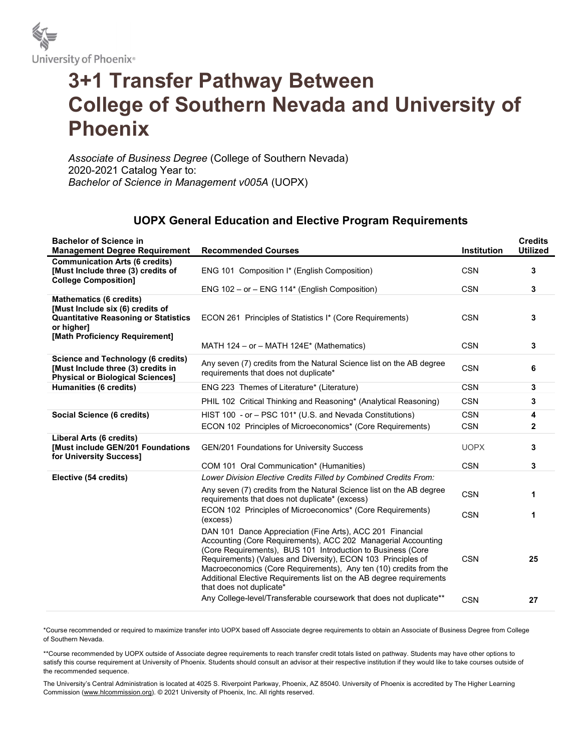University of Phoenix®

# 3+1 Transfer Pathway Between College of Southern Nevada and University of Phoenix

*Associate of Business Degree* (College of Southern Nevada)
2020-2021 Catalog Year to:
*Bachelor of Science in Management v005A* (UOPX)

## UOPX General Education and Elective Program Requirements

| Bachelor of Science in Management Degree Requirement | Recommended Courses | Institution | Credits Utilized |
|---|---|---|---|
| **Communication Arts (6 credits) [Must Include three (3) credits of College Composition]** | ENG 101 Composition I* (English Composition) | CSN | 3 |
| | ENG 102 – or – ENG 114* (English Composition) | CSN | 3 |
| **Mathematics (6 credits) [Must Include six (6) credits of Quantitative Reasoning or Statistics or higher] [Math Proficiency Requirement]** | ECON 261 Principles of Statistics I* (Core Requirements) | CSN | 3 |
| | MATH 124 – or – MATH 124E* (Mathematics) | CSN | 3 |
| **Science and Technology (6 credits) [Must Include three (3) credits in Physical or Biological Sciences]** | Any seven (7) credits from the Natural Science list on the AB degree requirements that does not duplicate* | CSN | 6 |
| **Humanities (6 credits)** | ENG 223 Themes of Literature* (Literature) | CSN | 3 |
| | PHIL 102 Critical Thinking and Reasoning* (Analytical Reasoning) | CSN | 3 |
| **Social Science (6 credits)** | HIST 100 - or – PSC 101* (U.S. and Nevada Constitutions) | CSN | 4 |
| | ECON 102 Principles of Microeconomics* (Core Requirements) | CSN | 2 |
| **Liberal Arts (6 credits) [Must include GEN/201 Foundations for University Success]** | GEN/201 Foundations for University Success | UOPX | 3 |
| | COM 101 Oral Communication* (Humanities) | CSN | 3 |
| **Elective (54 credits)** | *Lower Division Elective Credits Filled by Combined Credits From:* | | |
| | Any seven (7) credits from the Natural Science list on the AB degree requirements that does not duplicate* (excess) | CSN | 1 |
| | ECON 102 Principles of Microeconomics* (Core Requirements) (excess) | CSN | 1 |
| | DAN 101 Dance Appreciation (Fine Arts), ACC 201 Financial Accounting (Core Requirements), ACC 202 Managerial Accounting (Core Requirements), BUS 101 Introduction to Business (Core Requirements) (Values and Diversity), ECON 103 Principles of Macroeconomics (Core Requirements), Any ten (10) credits from the Additional Elective Requirements list on the AB degree requirements that does not duplicate* | CSN | 25 |
| | Any College-level/Transferable coursework that does not duplicate** | CSN | 27 |

*Course recommended or required to maximize transfer into UOPX based off Associate degree requirements to obtain an Associate of Business Degree from College of Southern Nevada.

**Course recommended by UOPX outside of Associate degree requirements to reach transfer credit totals listed on pathway. Students may have other options to satisfy this course requirement at University of Phoenix. Students should consult an advisor at their respective institution if they would like to take courses outside of the recommended sequence.

The University's Central Administration is located at 4025 S. Riverpoint Parkway, Phoenix, AZ 85040. University of Phoenix is accredited by The Higher Learning Commission (www.hlcommission.org). © 2021 University of Phoenix, Inc. All rights reserved.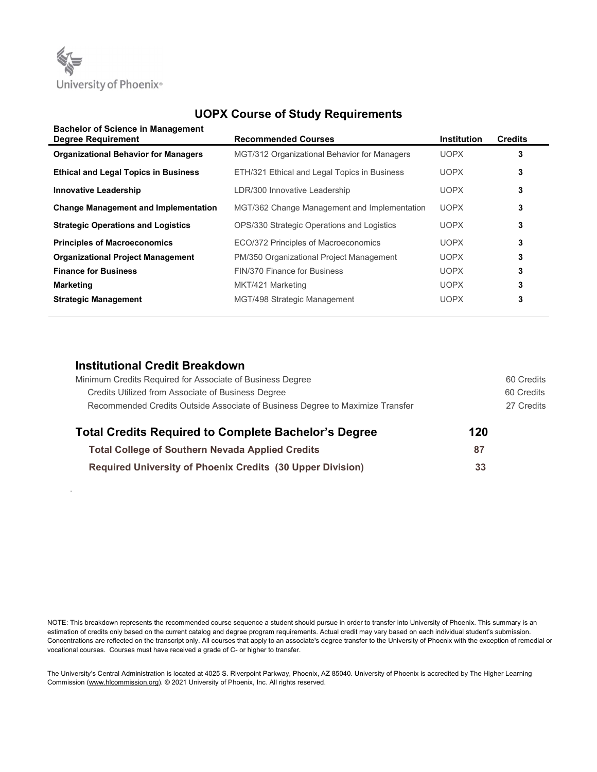University of Phoenix®

## UOPX Course of Study Requirements

| Bachelor of Science in Management Degree Requirement | Recommended Courses | Institution | Credits |
|---|---|---|---|
| **Organizational Behavior for Managers** | MGT/312 Organizational Behavior for Managers | UOPX | 3 |
| **Ethical and Legal Topics in Business** | ETH/321 Ethical and Legal Topics in Business | UOPX | 3 |
| **Innovative Leadership** | LDR/300 Innovative Leadership | UOPX | 3 |
| **Change Management and Implementation** | MGT/362 Change Management and Implementation | UOPX | 3 |
| **Strategic Operations and Logistics** | OPS/330 Strategic Operations and Logistics | UOPX | 3 |
| **Principles of Macroeconomics** | ECO/372 Principles of Macroeconomics | UOPX | 3 |
| **Organizational Project Management** | PM/350 Organizational Project Management | UOPX | 3 |
| **Finance for Business** | FIN/370 Finance for Business | UOPX | 3 |
| **Marketing** | MKT/421 Marketing | UOPX | 3 |
| **Strategic Management** | MGT/498 Strategic Management | UOPX | 3 |

### Institutional Credit Breakdown

| | |
|---|---|
| Minimum Credits Required for Associate of Business Degree | 60 Credits |
| Credits Utilized from Associate of Business Degree | 60 Credits |
| Recommended Credits Outside Associate of Business Degree to Maximize Transfer | 27 Credits |

| | |
|---|---|
| **Total Credits Required to Complete Bachelor's Degree** | **120** |
| **Total College of Southern Nevada Applied Credits** | **87** |
| **Required University of Phoenix Credits (30 Upper Division)** | **33** |

NOTE: This breakdown represents the recommended course sequence a student should pursue in order to transfer into University of Phoenix. This summary is an estimation of credits only based on the current catalog and degree program requirements. Actual credit may vary based on each individual student's submission. Concentrations are reflected on the transcript only. All courses that apply to an associate's degree transfer to the University of Phoenix with the exception of remedial or vocational courses. Courses must have received a grade of C- or higher to transfer.

The University's Central Administration is located at 4025 S. Riverpoint Parkway, Phoenix, AZ 85040. University of Phoenix is accredited by The Higher Learning Commission (www.hlcommission.org). © 2021 University of Phoenix, Inc. All rights reserved.